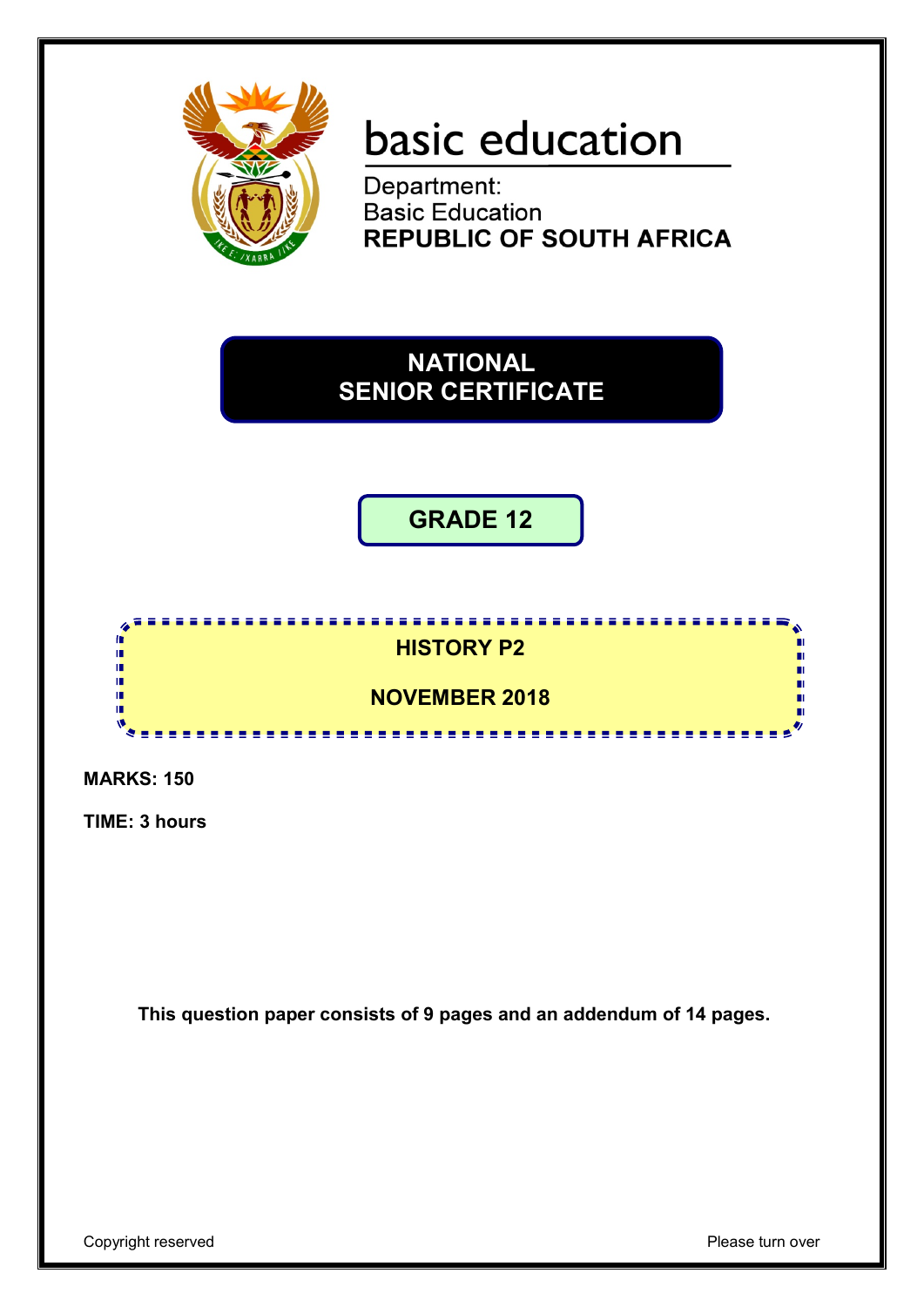basic education

Department:
Basic Education
**REPUBLIC OF SOUTH AFRICA**

# NATIONAL SENIOR CERTIFICATE

## GRADE 12

## HISTORY P2

## NOVEMBER 2018

**MARKS: 150**

**TIME: 3 hours**

**This question paper consists of 9 pages and an addendum of 14 pages.**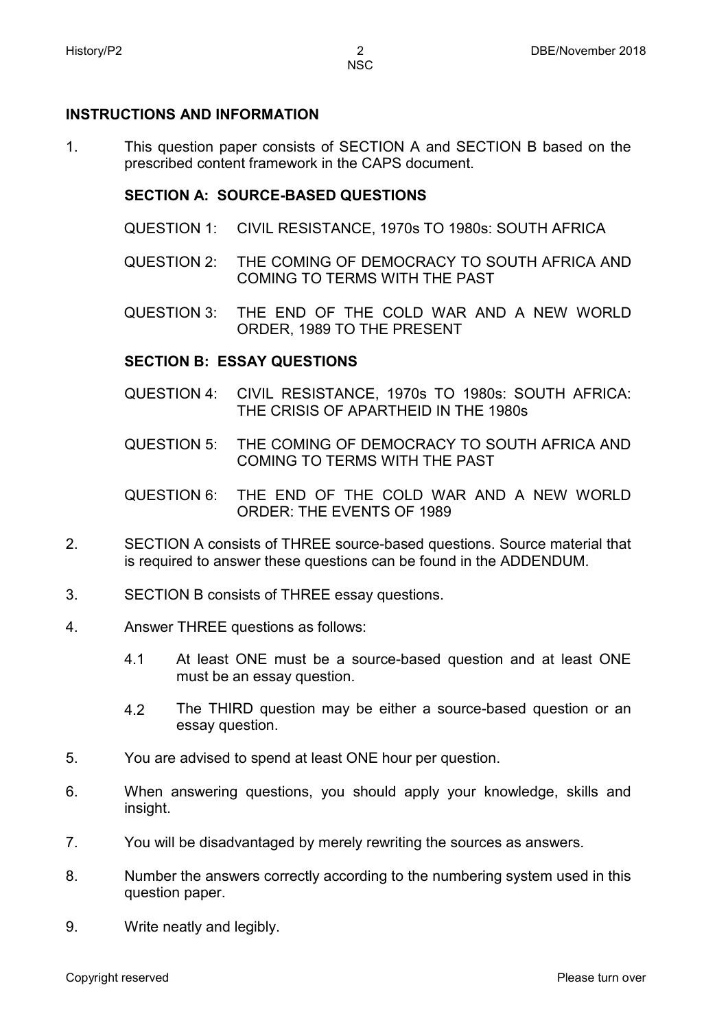## INSTRUCTIONS AND INFORMATION

1. This question paper consists of SECTION A and SECTION B based on the prescribed content framework in the CAPS document.

   **SECTION A: SOURCE-BASED QUESTIONS**

   QUESTION 1: CIVIL RESISTANCE, 1970s TO 1980s: SOUTH AFRICA

   QUESTION 2: THE COMING OF DEMOCRACY TO SOUTH AFRICA AND COMING TO TERMS WITH THE PAST

   QUESTION 3: THE END OF THE COLD WAR AND A NEW WORLD ORDER, 1989 TO THE PRESENT

   **SECTION B: ESSAY QUESTIONS**

   QUESTION 4: CIVIL RESISTANCE, 1970s TO 1980s: SOUTH AFRICA: THE CRISIS OF APARTHEID IN THE 1980s

   QUESTION 5: THE COMING OF DEMOCRACY TO SOUTH AFRICA AND COMING TO TERMS WITH THE PAST

   QUESTION 6: THE END OF THE COLD WAR AND A NEW WORLD ORDER: THE EVENTS OF 1989

2. SECTION A consists of THREE source-based questions. Source material that is required to answer these questions can be found in the ADDENDUM.

3. SECTION B consists of THREE essay questions.

4. Answer THREE questions as follows:

   4.1 At least ONE must be a source-based question and at least ONE must be an essay question.

   4.2 The THIRD question may be either a source-based question or an essay question.

5. You are advised to spend at least ONE hour per question.

6. When answering questions, you should apply your knowledge, skills and insight.

7. You will be disadvantaged by merely rewriting the sources as answers.

8. Number the answers correctly according to the numbering system used in this question paper.

9. Write neatly and legibly.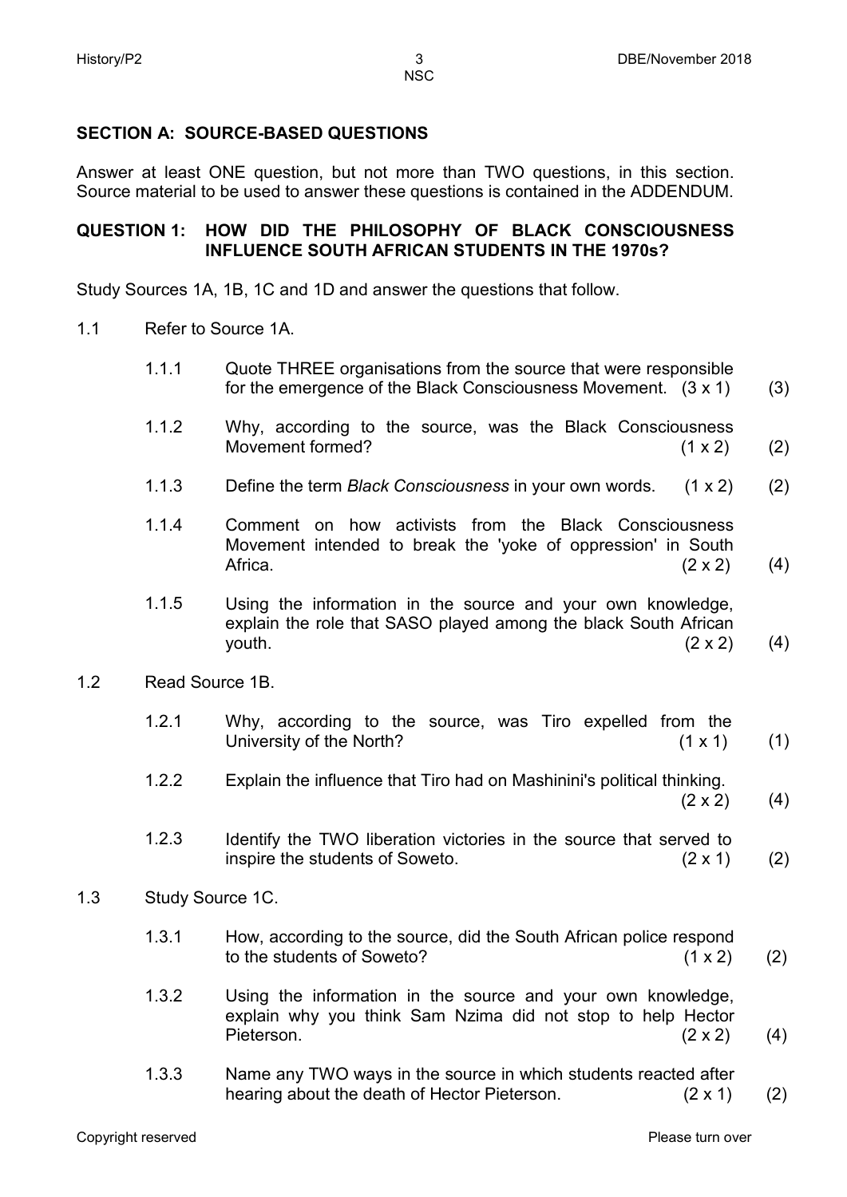## SECTION A: SOURCE-BASED QUESTIONS

Answer at least ONE question, but not more than TWO questions, in this section. Source material to be used to answer these questions is contained in the ADDENDUM.

### QUESTION 1: HOW DID THE PHILOSOPHY OF BLACK CONSCIOUSNESS INFLUENCE SOUTH AFRICAN STUDENTS IN THE 1970s?

Study Sources 1A, 1B, 1C and 1D and answer the questions that follow.

1.1 Refer to Source 1A.

1.1.1 Quote THREE organisations from the source that were responsible for the emergence of the Black Consciousness Movement. (3 x 1) (3)

1.1.2 Why, according to the source, was the Black Consciousness Movement formed? (1 x 2) (2)

1.1.3 Define the term *Black Consciousness* in your own words. (1 x 2) (2)

1.1.4 Comment on how activists from the Black Consciousness Movement intended to break the 'yoke of oppression' in South Africa. (2 x 2) (4)

1.1.5 Using the information in the source and your own knowledge, explain the role that SASO played among the black South African youth. (2 x 2) (4)

1.2 Read Source 1B.

1.2.1 Why, according to the source, was Tiro expelled from the University of the North? (1 x 1) (1)

1.2.2 Explain the influence that Tiro had on Mashinini's political thinking. (2 x 2) (4)

1.2.3 Identify the TWO liberation victories in the source that served to inspire the students of Soweto. (2 x 1) (2)

1.3 Study Source 1C.

1.3.1 How, according to the source, did the South African police respond to the students of Soweto? (1 x 2) (2)

1.3.2 Using the information in the source and your own knowledge, explain why you think Sam Nzima did not stop to help Hector Pieterson. (2 x 2) (4)

1.3.3 Name any TWO ways in the source in which students reacted after hearing about the death of Hector Pieterson. (2 x 1) (2)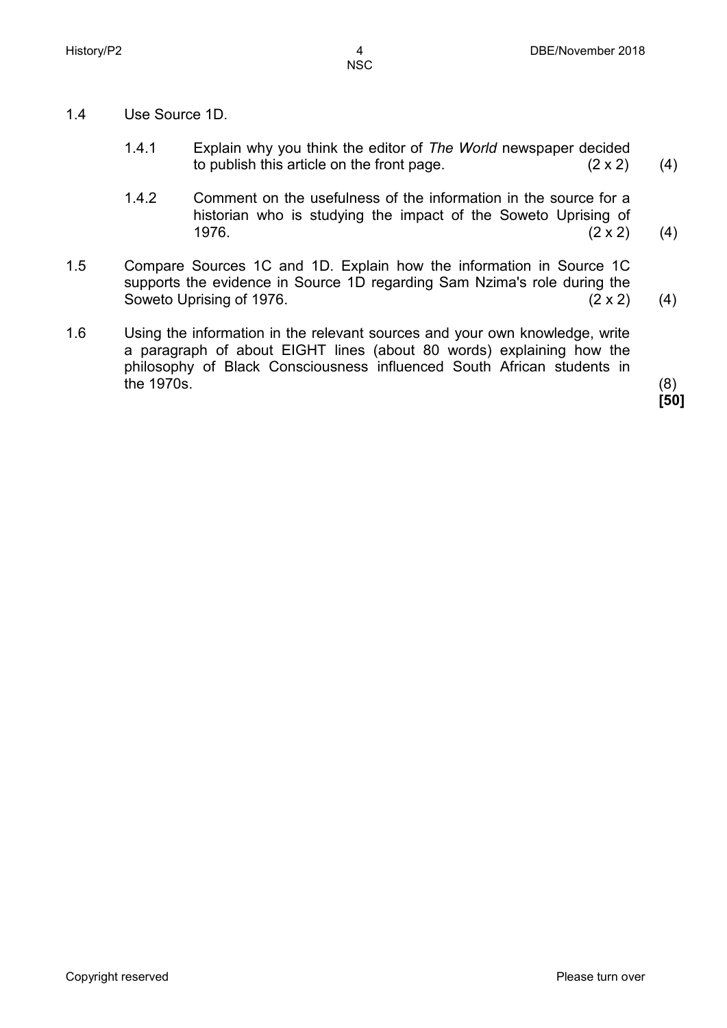1.4 Use Source 1D.

1.4.1 Explain why you think the editor of *The World* newspaper decided to publish this article on the front page. (2 x 2) (4)

1.4.2 Comment on the usefulness of the information in the source for a historian who is studying the impact of the Soweto Uprising of 1976. (2 x 2) (4)

1.5 Compare Sources 1C and 1D. Explain how the information in Source 1C supports the evidence in Source 1D regarding Sam Nzima's role during the Soweto Uprising of 1976. (2 x 2) (4)

1.6 Using the information in the relevant sources and your own knowledge, write a paragraph of about EIGHT lines (about 80 words) explaining how the philosophy of Black Consciousness influenced South African students in the 1970s. (8)

**[50]**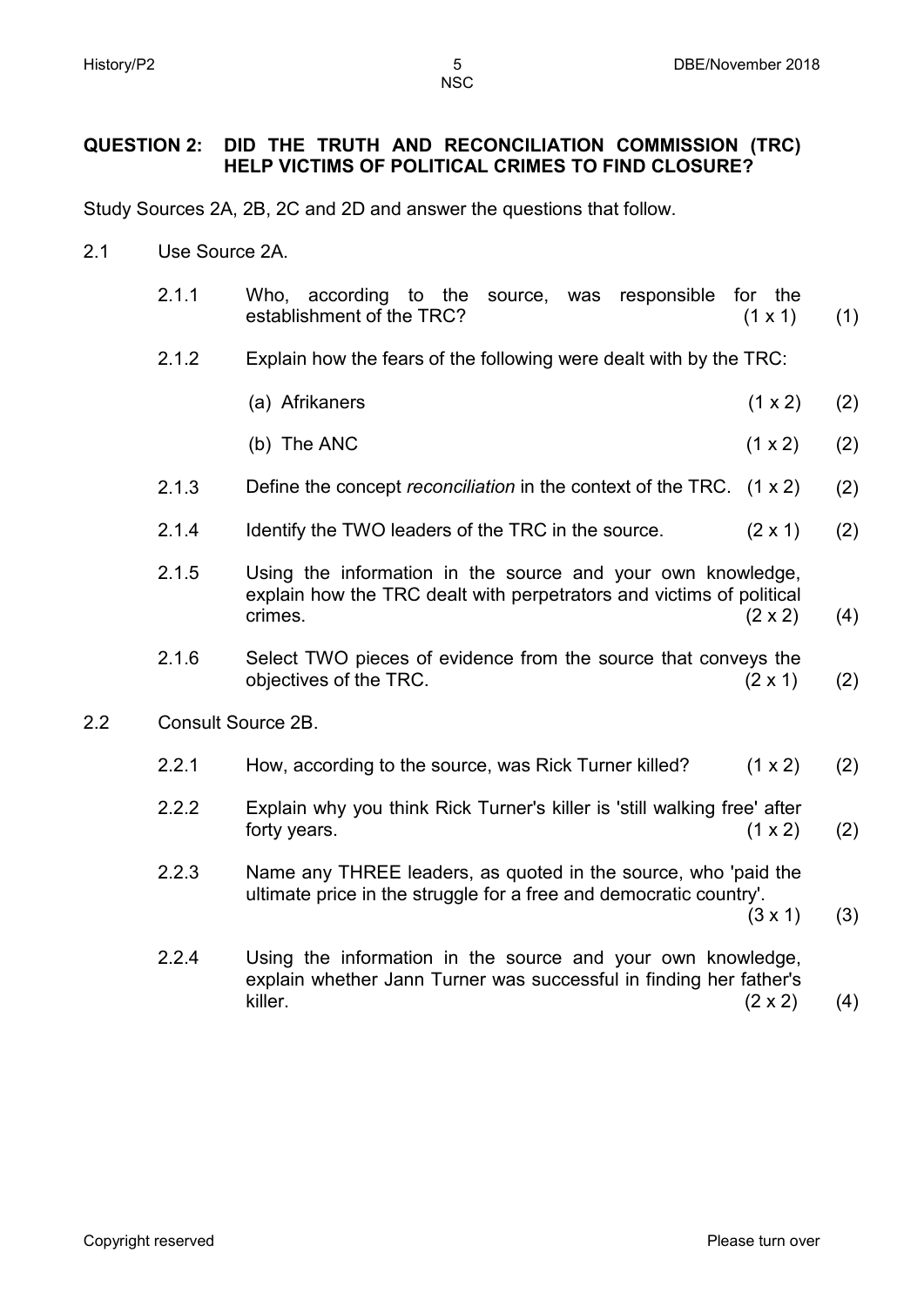**QUESTION 2: DID THE TRUTH AND RECONCILIATION COMMISSION (TRC) HELP VICTIMS OF POLITICAL CRIMES TO FIND CLOSURE?**

Study Sources 2A, 2B, 2C and 2D and answer the questions that follow.

2.1 Use Source 2A.

2.1.1 Who, according to the source, was responsible for the establishment of the TRC? (1 x 1) (1)

2.1.2 Explain how the fears of the following were dealt with by the TRC:

(a) Afrikaners (1 x 2) (2)

(b) The ANC (1 x 2) (2)

2.1.3 Define the concept *reconciliation* in the context of the TRC. (1 x 2) (2)

2.1.4 Identify the TWO leaders of the TRC in the source. (2 x 1) (2)

2.1.5 Using the information in the source and your own knowledge, explain how the TRC dealt with perpetrators and victims of political crimes. (2 x 2) (4)

2.1.6 Select TWO pieces of evidence from the source that conveys the objectives of the TRC. (2 x 1) (2)

2.2 Consult Source 2B.

2.2.1 How, according to the source, was Rick Turner killed? (1 x 2) (2)

2.2.2 Explain why you think Rick Turner's killer is 'still walking free' after forty years. (1 x 2) (2)

2.2.3 Name any THREE leaders, as quoted in the source, who 'paid the ultimate price in the struggle for a free and democratic country'. (3 x 1) (3)

2.2.4 Using the information in the source and your own knowledge, explain whether Jann Turner was successful in finding her father's killer. (2 x 2) (4)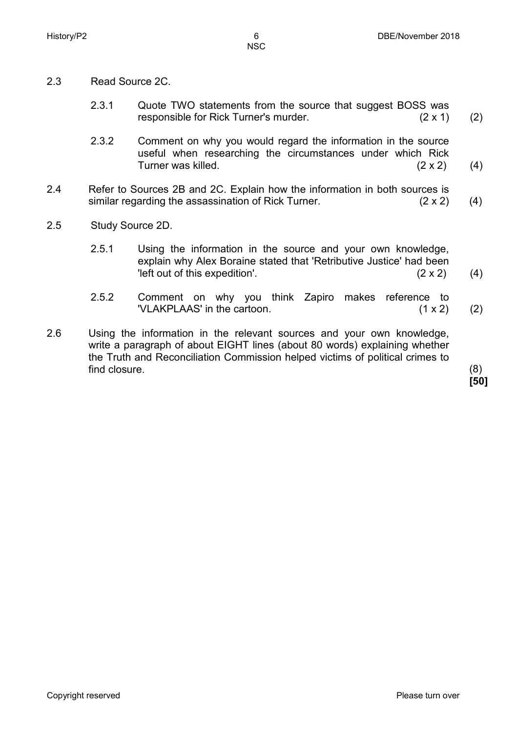2.3 Read Source 2C.

2.3.1 Quote TWO statements from the source that suggest BOSS was responsible for Rick Turner's murder. (2 x 1) (2)

2.3.2 Comment on why you would regard the information in the source useful when researching the circumstances under which Rick Turner was killed. (2 x 2) (4)

2.4 Refer to Sources 2B and 2C. Explain how the information in both sources is similar regarding the assassination of Rick Turner. (2 x 2) (4)

2.5 Study Source 2D.

2.5.1 Using the information in the source and your own knowledge, explain why Alex Boraine stated that 'Retributive Justice' had been 'left out of this expedition'. (2 x 2) (4)

2.5.2 Comment on why you think Zapiro makes reference to 'VLAKPLAAS' in the cartoon. (1 x 2) (2)

2.6 Using the information in the relevant sources and your own knowledge, write a paragraph of about EIGHT lines (about 80 words) explaining whether the Truth and Reconciliation Commission helped victims of political crimes to find closure. (8)

**[50]**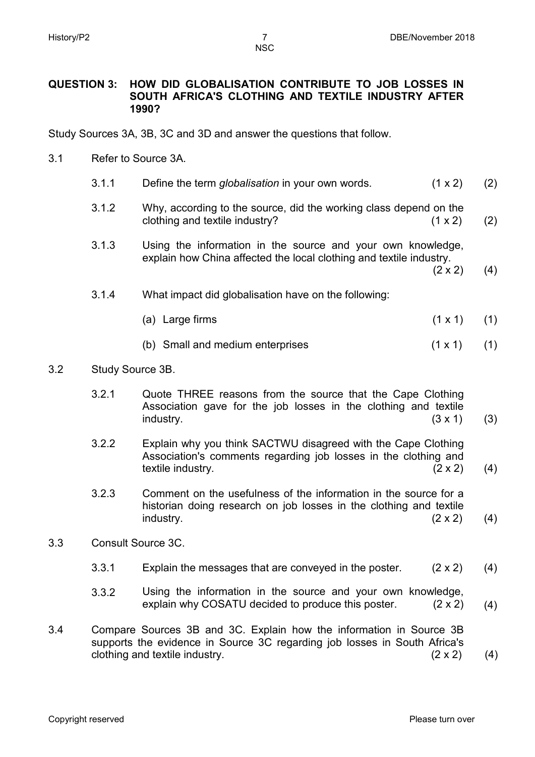**QUESTION 3: HOW DID GLOBALISATION CONTRIBUTE TO JOB LOSSES IN SOUTH AFRICA'S CLOTHING AND TEXTILE INDUSTRY AFTER 1990?**

Study Sources 3A, 3B, 3C and 3D and answer the questions that follow.

3.1 Refer to Source 3A.

3.1.1 Define the term *globalisation* in your own words. (1 x 2) (2)

3.1.2 Why, according to the source, did the working class depend on the clothing and textile industry? (1 x 2) (2)

3.1.3 Using the information in the source and your own knowledge, explain how China affected the local clothing and textile industry. (2 x 2) (4)

3.1.4 What impact did globalisation have on the following:

(a) Large firms (1 x 1) (1)

(b) Small and medium enterprises (1 x 1) (1)

3.2 Study Source 3B.

3.2.1 Quote THREE reasons from the source that the Cape Clothing Association gave for the job losses in the clothing and textile industry. (3 x 1) (3)

3.2.2 Explain why you think SACTWU disagreed with the Cape Clothing Association's comments regarding job losses in the clothing and textile industry. (2 x 2) (4)

3.2.3 Comment on the usefulness of the information in the source for a historian doing research on job losses in the clothing and textile industry. (2 x 2) (4)

3.3 Consult Source 3C.

3.3.1 Explain the messages that are conveyed in the poster. (2 x 2) (4)

3.3.2 Using the information in the source and your own knowledge, explain why COSATU decided to produce this poster. (2 x 2) (4)

3.4 Compare Sources 3B and 3C. Explain how the information in Source 3B supports the evidence in Source 3C regarding job losses in South Africa's clothing and textile industry. (2 x 2) (4)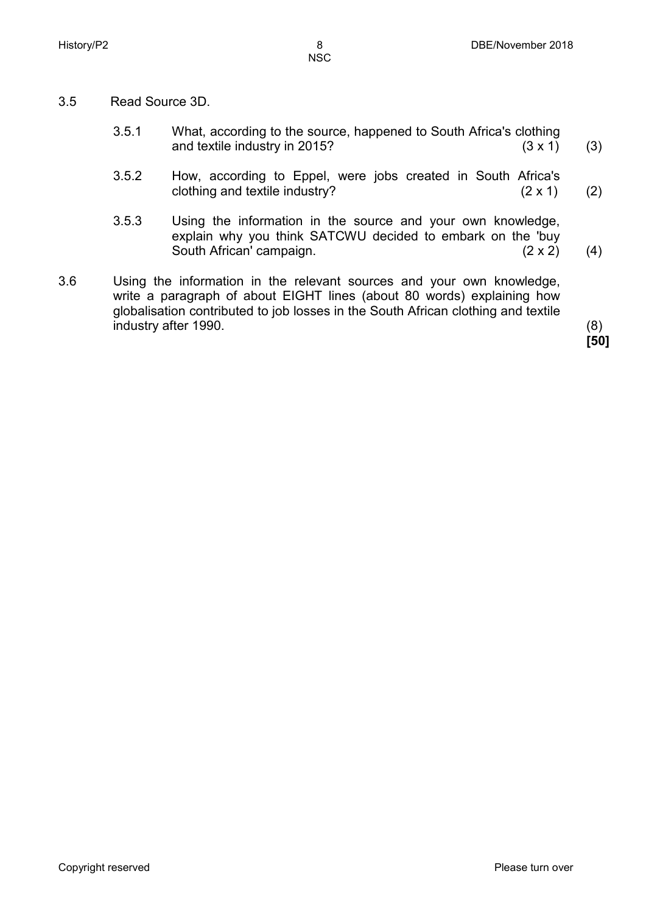3.5 Read Source 3D.

3.5.1 What, according to the source, happened to South Africa's clothing and textile industry in 2015? (3 x 1) (3)

3.5.2 How, according to Eppel, were jobs created in South Africa's clothing and textile industry? (2 x 1) (2)

3.5.3 Using the information in the source and your own knowledge, explain why you think SATCWU decided to embark on the 'buy South African' campaign. (2 x 2) (4)

3.6 Using the information in the relevant sources and your own knowledge, write a paragraph of about EIGHT lines (about 80 words) explaining how globalisation contributed to job losses in the South African clothing and textile industry after 1990. (8)

**[50]**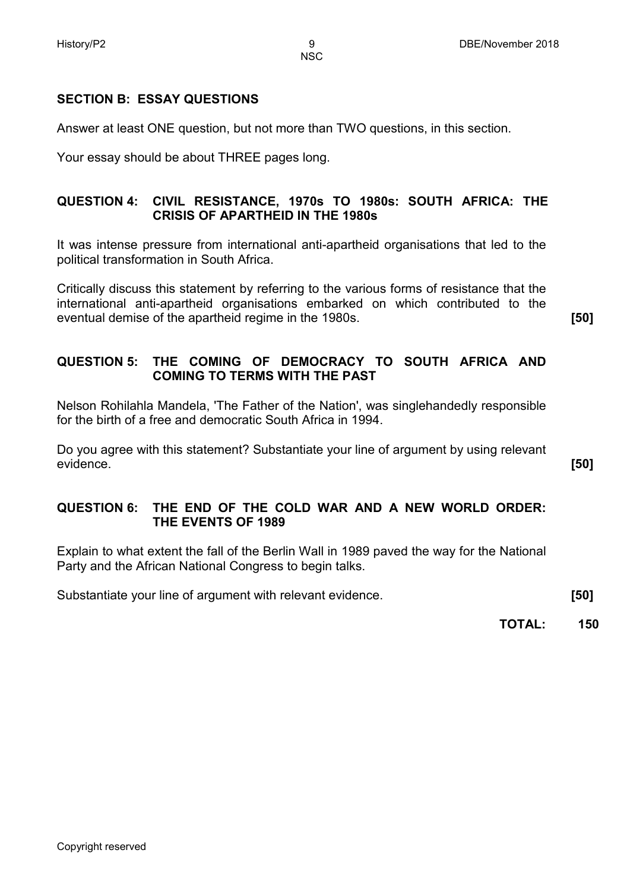## SECTION B: ESSAY QUESTIONS

Answer at least ONE question, but not more than TWO questions, in this section.

Your essay should be about THREE pages long.

### QUESTION 4: CIVIL RESISTANCE, 1970s TO 1980s: SOUTH AFRICA: THE CRISIS OF APARTHEID IN THE 1980s

It was intense pressure from international anti-apartheid organisations that led to the political transformation in South Africa.

Critically discuss this statement by referring to the various forms of resistance that the international anti-apartheid organisations embarked on which contributed to the eventual demise of the apartheid regime in the 1980s. **[50]**

### QUESTION 5: THE COMING OF DEMOCRACY TO SOUTH AFRICA AND COMING TO TERMS WITH THE PAST

Nelson Rohilahla Mandela, 'The Father of the Nation', was singlehandedly responsible for the birth of a free and democratic South Africa in 1994.

Do you agree with this statement? Substantiate your line of argument by using relevant evidence. **[50]**

### QUESTION 6: THE END OF THE COLD WAR AND A NEW WORLD ORDER: THE EVENTS OF 1989

Explain to what extent the fall of the Berlin Wall in 1989 paved the way for the National Party and the African National Congress to begin talks.

Substantiate your line of argument with relevant evidence. **[50]**

**TOTAL: 150**